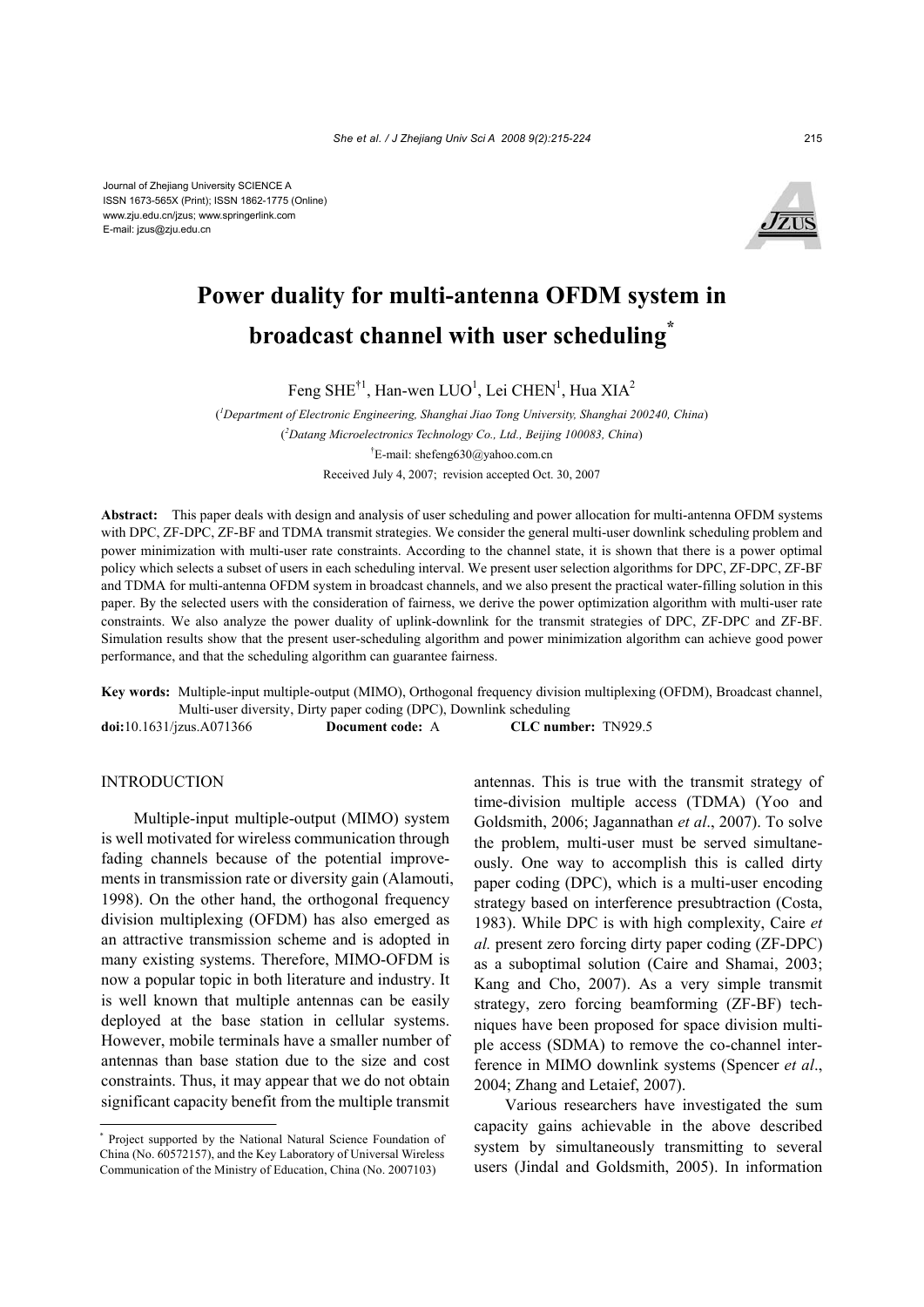Journal of Zhejiang University SCIENCE A
ISSN 1673-565X (Print); ISSN 1862-1775 (Online)
www.zju.edu.cn/jzus; www.springerlink.com
E-mail: jzus@zju.edu.cn

# Power duality for multi-antenna OFDM system in broadcast channel with user scheduling*

Feng SHE[†1], Han-wen LUO[1], Lei CHEN[1], Hua XIA[2]

([1]*Department of Electronic Engineering, Shanghai Jiao Tong University, Shanghai 200240, China*)

([2]*Datang Microelectronics Technology Co., Ltd., Beijing 100083, China*)

[†]E-mail: shefeng630@yahoo.com.cn

Received July 4, 2007; revision accepted Oct. 30, 2007

**Abstract:** This paper deals with design and analysis of user scheduling and power allocation for multi-antenna OFDM systems with DPC, ZF-DPC, ZF-BF and TDMA transmit strategies. We consider the general multi-user downlink scheduling problem and power minimization with multi-user rate constraints. According to the channel state, it is shown that there is a power optimal policy which selects a subset of users in each scheduling interval. We present user selection algorithms for DPC, ZF-DPC, ZF-BF and TDMA for multi-antenna OFDM system in broadcast channels, and we also present the practical water-filling solution in this paper. By the selected users with the consideration of fairness, we derive the power optimization algorithm with multi-user rate constraints. We also analyze the power duality of uplink-downlink for the transmit strategies of DPC, ZF-DPC and ZF-BF. Simulation results show that the present user-scheduling algorithm and power minimization algorithm can achieve good power performance, and that the scheduling algorithm can guarantee fairness.

**Key words:** Multiple-input multiple-output (MIMO), Orthogonal frequency division multiplexing (OFDM), Broadcast channel, Multi-user diversity, Dirty paper coding (DPC), Downlink scheduling

**doi:**10.1631/jzus.A071366 **Document code:** A **CLC number:** TN929.5

## INTRODUCTION

Multiple-input multiple-output (MIMO) system is well motivated for wireless communication through fading channels because of the potential improvements in transmission rate or diversity gain (Alamouti, 1998). On the other hand, the orthogonal frequency division multiplexing (OFDM) has also emerged as an attractive transmission scheme and is adopted in many existing systems. Therefore, MIMO-OFDM is now a popular topic in both literature and industry. It is well known that multiple antennas can be easily deployed at the base station in cellular systems. However, mobile terminals have a smaller number of antennas than base station due to the size and cost constraints. Thus, it may appear that we do not obtain significant capacity benefit from the multiple transmit antennas. This is true with the transmit strategy of time-division multiple access (TDMA) (Yoo and Goldsmith, 2006; Jagannathan *et al*., 2007). To solve the problem, multi-user must be served simultaneously. One way to accomplish this is called dirty paper coding (DPC), which is a multi-user encoding strategy based on interference presubtraction (Costa, 1983). While DPC is with high complexity, Caire *et al.* present zero forcing dirty paper coding (ZF-DPC) as a suboptimal solution (Caire and Shamai, 2003; Kang and Cho, 2007). As a very simple transmit strategy, zero forcing beamforming (ZF-BF) techniques have been proposed for space division multiple access (SDMA) to remove the co-channel interference in MIMO downlink systems (Spencer *et al*., 2004; Zhang and Letaief, 2007).

Various researchers have investigated the sum capacity gains achievable in the above described system by simultaneously transmitting to several users (Jindal and Goldsmith, 2005). In information

---

* Project supported by the National Natural Science Foundation of China (No. 60572157), and the Key Laboratory of Universal Wireless Communication of the Ministry of Education, China (No. 2007103)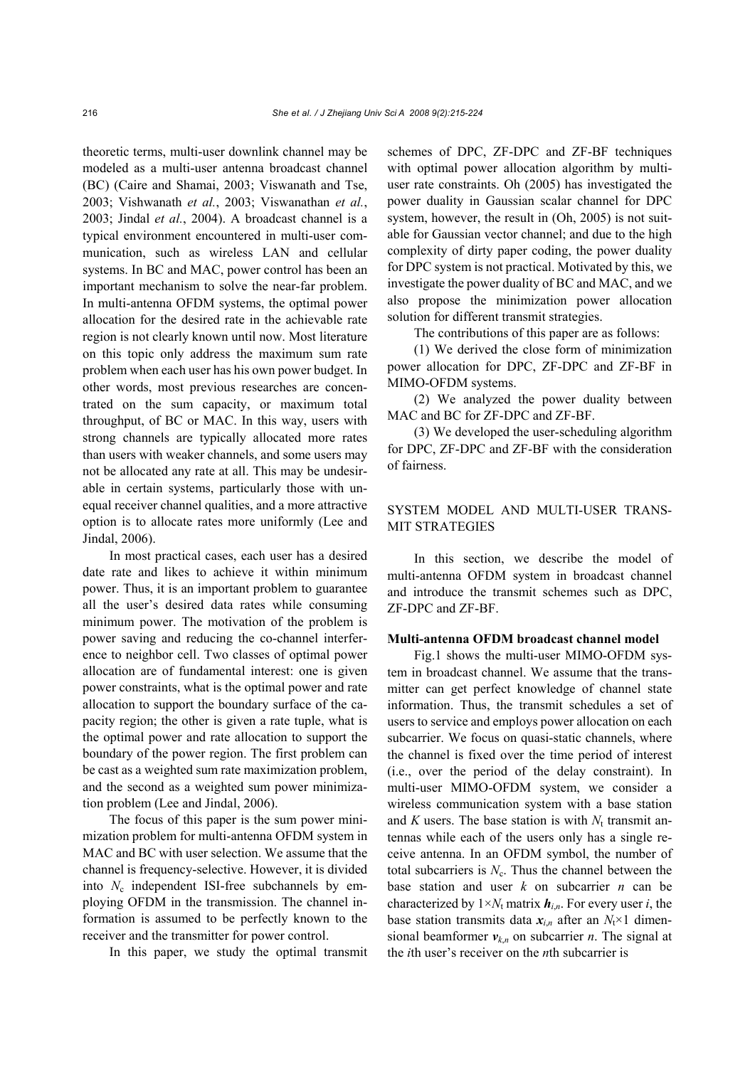theoretic terms, multi-user downlink channel may be modeled as a multi-user antenna broadcast channel (BC) (Caire and Shamai, 2003; Viswanath and Tse, 2003; Vishwanath *et al.*, 2003; Viswanathan *et al.*, 2003; Jindal *et al.*, 2004). A broadcast channel is a typical environment encountered in multi-user communication, such as wireless LAN and cellular systems. In BC and MAC, power control has been an important mechanism to solve the near-far problem. In multi-antenna OFDM systems, the optimal power allocation for the desired rate in the achievable rate region is not clearly known until now. Most literature on this topic only address the maximum sum rate problem when each user has his own power budget. In other words, most previous researches are concentrated on the sum capacity, or maximum total throughput, of BC or MAC. In this way, users with strong channels are typically allocated more rates than users with weaker channels, and some users may not be allocated any rate at all. This may be undesirable in certain systems, particularly those with unequal receiver channel qualities, and a more attractive option is to allocate rates more uniformly (Lee and Jindal, 2006).

In most practical cases, each user has a desired date rate and likes to achieve it within minimum power. Thus, it is an important problem to guarantee all the user's desired data rates while consuming minimum power. The motivation of the problem is power saving and reducing the co-channel interference to neighbor cell. Two classes of optimal power allocation are of fundamental interest: one is given power constraints, what is the optimal power and rate allocation to support the boundary surface of the capacity region; the other is given a rate tuple, what is the optimal power and rate allocation to support the boundary of the power region. The first problem can be cast as a weighted sum rate maximization problem, and the second as a weighted sum power minimization problem (Lee and Jindal, 2006).

The focus of this paper is the sum power minimization problem for multi-antenna OFDM system in MAC and BC with user selection. We assume that the channel is frequency-selective. However, it is divided into $N_c$ independent ISI-free subchannels by employing OFDM in the transmission. The channel information is assumed to be perfectly known to the receiver and the transmitter for power control.

In this paper, we study the optimal transmit schemes of DPC, ZF-DPC and ZF-BF techniques with optimal power allocation algorithm by multi-user rate constraints. Oh (2005) has investigated the power duality in Gaussian scalar channel for DPC system, however, the result in (Oh, 2005) is not suitable for Gaussian vector channel; and due to the high complexity of dirty paper coding, the power duality for DPC system is not practical. Motivated by this, we investigate the power duality of BC and MAC, and we also propose the minimization power allocation solution for different transmit strategies.

The contributions of this paper are as follows:

(1) We derived the close form of minimization power allocation for DPC, ZF-DPC and ZF-BF in MIMO-OFDM systems.

(2) We analyzed the power duality between MAC and BC for ZF-DPC and ZF-BF.

(3) We developed the user-scheduling algorithm for DPC, ZF-DPC and ZF-BF with the consideration of fairness.

## SYSTEM MODEL AND MULTI-USER TRANSMIT STRATEGIES

In this section, we describe the model of multi-antenna OFDM system in broadcast channel and introduce the transmit schemes such as DPC, ZF-DPC and ZF-BF.

### Multi-antenna OFDM broadcast channel model

Fig.1 shows the multi-user MIMO-OFDM system in broadcast channel. We assume that the transmitter can get perfect knowledge of channel state information. Thus, the transmit schedules a set of users to service and employs power allocation on each subcarrier. We focus on quasi-static channels, where the channel is fixed over the time period of interest (i.e., over the period of the delay constraint). In multi-user MIMO-OFDM system, we consider a wireless communication system with a base station and $K$ users. The base station is with $N_t$ transmit antennas while each of the users only has a single receive antenna. In an OFDM symbol, the number of total subcarriers is $N_c$. Thus the channel between the base station and user $k$ on subcarrier $n$ can be characterized by $1\times N_t$ matrix $\boldsymbol{h}_{i,n}$. For every user $i$, the base station transmits data $\boldsymbol{x}_{i,n}$ after an $N_t\times 1$ dimensional beamformer $\boldsymbol{v}_{k,n}$ on subcarrier $n$. The signal at the $i$th user's receiver on the $n$th subcarrier is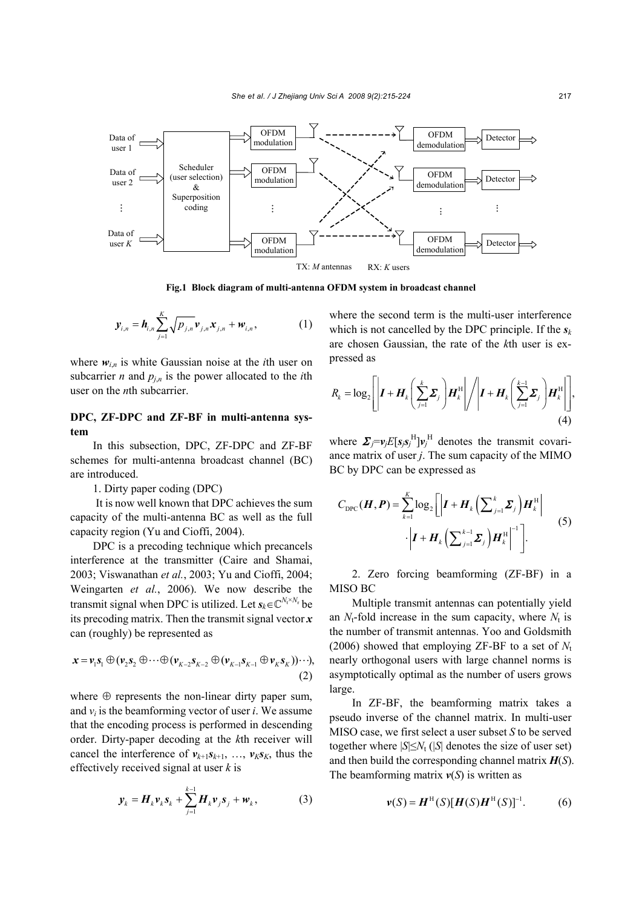Fig.1 Block diagram of multi-antenna OFDM system in broadcast channel

$$\boldsymbol{y}_{i,n} = \boldsymbol{h}_{i,n} \sum_{j=1}^{K} \sqrt{p_{j,n}} \boldsymbol{v}_{j,n} \boldsymbol{x}_{j,n} + \boldsymbol{w}_{i,n}, \tag{1}$$

where $\boldsymbol{w}_{i,n}$ is white Gaussian noise at the $i$th user on subcarrier $n$ and $p_{j,n}$ is the power allocated to the $i$th user on the $n$th subcarrier.

## DPC, ZF-DPC and ZF-BF in multi-antenna system

In this subsection, DPC, ZF-DPC and ZF-BF schemes for multi-antenna broadcast channel (BC) are introduced.

1. Dirty paper coding (DPC)

It is now well known that DPC achieves the sum capacity of the multi-antenna BC as well as the full capacity region (Yu and Cioffi, 2004).

DPC is a precoding technique which precancels interference at the transmitter (Caire and Shamai, 2003; Viswanathan *et al.*, 2003; Yu and Cioffi, 2004; Weingarten *et al.*, 2006). We now describe the transmit signal when DPC is utilized. Let $\boldsymbol{s}_k \in \mathbb{C}^{N_t \times N_r}$ be its precoding matrix. Then the transmit signal vector $\boldsymbol{x}$ can (roughly) be represented as

$$\boldsymbol{x} = \boldsymbol{v}_1 \boldsymbol{s}_1 \oplus (\boldsymbol{v}_2 \boldsymbol{s}_2 \oplus \cdots \oplus (\boldsymbol{v}_{K-2} \boldsymbol{s}_{K-2} \oplus (\boldsymbol{v}_{K-1} \boldsymbol{s}_{K-1} \oplus \boldsymbol{v}_K \boldsymbol{s}_K)) \cdots), \tag{2}$$

where $\oplus$ represents the non-linear dirty paper sum, and $v_i$ is the beamforming vector of user $i$. We assume that the encoding process is performed in descending order. Dirty-paper decoding at the $k$th receiver will cancel the interference of $\boldsymbol{v}_{k+1}\boldsymbol{s}_{k+1}$, …, $\boldsymbol{v}_K \boldsymbol{s}_K$, thus the effectively received signal at user $k$ is

$$\boldsymbol{y}_k = \boldsymbol{H}_k \boldsymbol{v}_k \boldsymbol{s}_k + \sum_{j=1}^{k-1} \boldsymbol{H}_k \boldsymbol{v}_j \boldsymbol{s}_j + \boldsymbol{w}_k, \tag{3}$$

where the second term is the multi-user interference which is not cancelled by the DPC principle. If the $\boldsymbol{s}_k$ are chosen Gaussian, the rate of the $k$th user is expressed as

$$R_k = \log_2 \left[ \left| \boldsymbol{I} + \boldsymbol{H}_k \left( \sum_{j=1}^{k} \boldsymbol{\Sigma}_j \right) \boldsymbol{H}_k^{\mathrm{H}} \right| \Big/ \left| \boldsymbol{I} + \boldsymbol{H}_k \left( \sum_{j=1}^{k-1} \boldsymbol{\Sigma}_j \right) \boldsymbol{H}_k^{\mathrm{H}} \right| \right], \tag{4}$$

where $\boldsymbol{\Sigma}_j = \boldsymbol{v}_j E[\boldsymbol{s}_j \boldsymbol{s}_j^{\mathrm{H}}] \boldsymbol{v}_j^{\mathrm{H}}$ denotes the transmit covariance matrix of user $j$. The sum capacity of the MIMO BC by DPC can be expressed as

$$C_{\mathrm{DPC}}(\boldsymbol{H}, \boldsymbol{P}) = \sum_{k=1}^{K} \log_2 \left[ \left| \boldsymbol{I} + \boldsymbol{H}_k \left( \sum\nolimits_{j=1}^{k} \boldsymbol{\Sigma}_j \right) \boldsymbol{H}_k^{\mathrm{H}} \right| \cdot \left| \boldsymbol{I} + \boldsymbol{H}_k \left( \sum\nolimits_{j=1}^{k-1} \boldsymbol{\Sigma}_j \right) \boldsymbol{H}_k^{\mathrm{H}} \right|^{-1} \right]. \tag{5}$$

2. Zero forcing beamforming (ZF-BF) in a MISO BC

Multiple transmit antennas can potentially yield an $N_t$-fold increase in the sum capacity, where $N_t$ is the number of transmit antennas. Yoo and Goldsmith (2006) showed that employing ZF-BF to a set of $N_t$ nearly orthogonal users with large channel norms is asymptotically optimal as the number of users grows large.

In ZF-BF, the beamforming matrix takes a pseudo inverse of the channel matrix. In multi-user MISO case, we first select a user subset $S$ to be served together where $|S| \leq N_t$ ($|S|$ denotes the size of user set) and then build the corresponding channel matrix $\boldsymbol{H}(S)$. The beamforming matrix $\boldsymbol{v}(S)$ is written as

$$\boldsymbol{v}(S) = \boldsymbol{H}^{\mathrm{H}}(S)[\boldsymbol{H}(S)\boldsymbol{H}^{\mathrm{H}}(S)]^{-1}. \tag{6}$$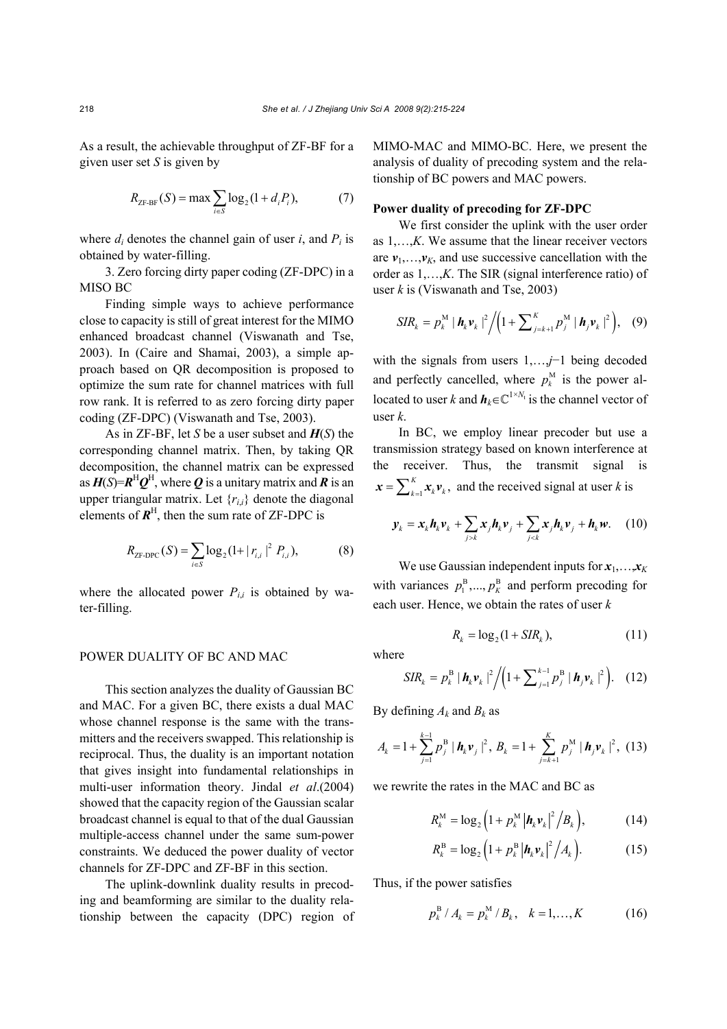As a result, the achievable throughput of ZF-BF for a given user set $S$ is given by

$$R_{\text{ZF-BF}}(S) = \max \sum_{i \in S} \log_2(1 + d_i P_i), \tag{7}$$

where $d_i$ denotes the channel gain of user $i$, and $P_i$ is obtained by water-filling.

3. Zero forcing dirty paper coding (ZF-DPC) in a MISO BC

Finding simple ways to achieve performance close to capacity is still of great interest for the MIMO enhanced broadcast channel (Viswanath and Tse, 2003). In (Caire and Shamai, 2003), a simple approach based on QR decomposition is proposed to optimize the sum rate for channel matrices with full row rank. It is referred to as zero forcing dirty paper coding (ZF-DPC) (Viswanath and Tse, 2003).

As in ZF-BF, let $S$ be a user subset and $\boldsymbol{H}(S)$ the corresponding channel matrix. Then, by taking QR decomposition, the channel matrix can be expressed as $\boldsymbol{H}(S)=\boldsymbol{R}^{\text{H}}\boldsymbol{Q}^{\text{H}}$, where $\boldsymbol{Q}$ is a unitary matrix and $\boldsymbol{R}$ is an upper triangular matrix. Let $\{r_{i,i}\}$ denote the diagonal elements of $\boldsymbol{R}^{\text{H}}$, then the sum rate of ZF-DPC is

$$R_{\text{ZF-DPC}}(S) = \sum_{i \in S} \log_2(1 + |r_{i,i}|^2 P_{i,i}), \tag{8}$$

where the allocated power $P_{i,i}$ is obtained by water-filling.

## POWER DUALITY OF BC AND MAC

This section analyzes the duality of Gaussian BC and MAC. For a given BC, there exists a dual MAC whose channel response is the same with the transmitters and the receivers swapped. This relationship is reciprocal. Thus, the duality is an important notation that gives insight into fundamental relationships in multi-user information theory. Jindal *et al*.(2004) showed that the capacity region of the Gaussian scalar broadcast channel is equal to that of the dual Gaussian multiple-access channel under the same sum-power constraints. We deduced the power duality of vector channels for ZF-DPC and ZF-BF in this section.

The uplink-downlink duality results in precoding and beamforming are similar to the duality relationship between the capacity (DPC) region of MIMO-MAC and MIMO-BC. Here, we present the analysis of duality of precoding system and the relationship of BC powers and MAC powers.

**Power duality of precoding for ZF-DPC**

We first consider the uplink with the user order as $1,\ldots,K$. We assume that the linear receiver vectors are $\boldsymbol{v}_1,\ldots,\boldsymbol{v}_K$, and use successive cancellation with the order as $1,\ldots,K$. The SIR (signal interference ratio) of user $k$ is (Viswanath and Tse, 2003)

$$SIR_k = p_k^{\text{M}} |\boldsymbol{h}_k \boldsymbol{v}_k|^2 \Big/ \left(1 + \sum\nolimits_{j=k+1}^{K} p_j^{\text{M}} |\boldsymbol{h}_j \boldsymbol{v}_k|^2\right), \tag{9}$$

with the signals from users $1,\ldots,j-1$ being decoded and perfectly cancelled, where $p_k^{\text{M}}$ is the power allocated to user $k$ and $\boldsymbol{h}_k \in \mathbb{C}^{1\times N_1}$ is the channel vector of user $k$.

In BC, we employ linear precoder but use a transmission strategy based on known interference at the receiver. Thus, the transmit signal is $\boldsymbol{x} = \sum_{k=1}^{K} \boldsymbol{x}_k \boldsymbol{v}_k$, and the received signal at user $k$ is

$$\boldsymbol{y}_k = \boldsymbol{x}_k \boldsymbol{h}_k \boldsymbol{v}_k + \sum_{j>k} \boldsymbol{x}_j \boldsymbol{h}_k \boldsymbol{v}_j + \sum_{j<k} \boldsymbol{x}_j \boldsymbol{h}_k \boldsymbol{v}_j + \boldsymbol{h}_k \boldsymbol{w}. \tag{10}$$

We use Gaussian independent inputs for $\boldsymbol{x}_1,\ldots,\boldsymbol{x}_K$ with variances $p_1^{\text{B}},\ldots,p_K^{\text{B}}$ and perform precoding for each user. Hence, we obtain the rates of user $k$

$$R_k = \log_2(1 + SIR_k), \tag{11}$$

where

$$SIR_k = p_k^{\text{B}} |\boldsymbol{h}_k \boldsymbol{v}_k|^2 \Big/ \left(1 + \sum\nolimits_{j=1}^{k-1} p_j^{\text{B}} |\boldsymbol{h}_j \boldsymbol{v}_k|^2\right). \tag{12}$$

By defining $A_k$ and $B_k$ as

$$A_k = 1 + \sum_{j=1}^{k-1} p_j^{\text{B}} |\boldsymbol{h}_k \boldsymbol{v}_j|^2, \; B_k = 1 + \sum_{j=k+1}^{K} p_j^{\text{M}} |\boldsymbol{h}_j \boldsymbol{v}_k|^2, \tag{13}$$

we rewrite the rates in the MAC and BC as

$$R_k^{\text{M}} = \log_2\left(1 + p_k^{\text{M}} \left|\boldsymbol{h}_k \boldsymbol{v}_k\right|^2 \Big/ B_k\right), \tag{14}$$

$$R_k^{\text{B}} = \log_2\left(1 + p_k^{\text{B}} \left|\boldsymbol{h}_k \boldsymbol{v}_k\right|^2 \Big/ A_k\right). \tag{15}$$

Thus, if the power satisfies

$$p_k^{\text{B}} / A_k = p_k^{\text{M}} / B_k, \quad k = 1,\ldots,K \tag{16}$$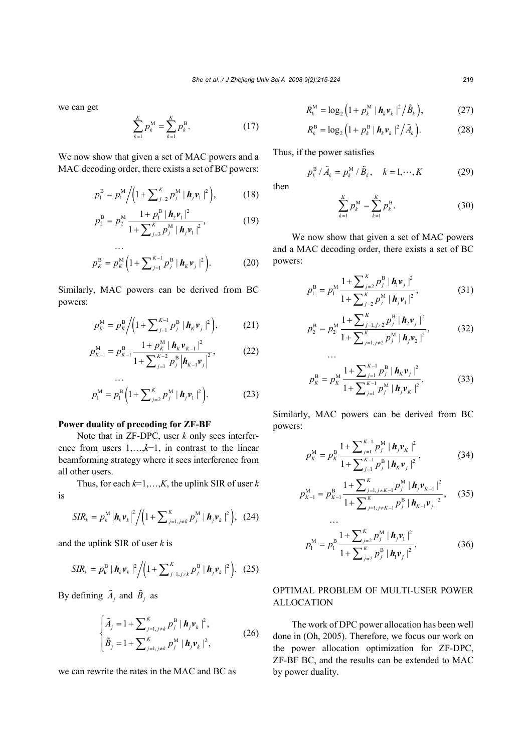we can get

$$\sum_{k=1}^{K} p_k^{\mathrm{M}} = \sum_{k=1}^{K} p_k^{\mathrm{B}}. \tag{17}$$

We now show that given a set of MAC powers and a MAC decoding order, there exists a set of BC powers:

$$p_1^{\mathrm{B}} = p_1^{\mathrm{M}} \Big/ \left(1 + \sum\nolimits_{j=2}^{K} p_j^{\mathrm{M}} \,|\, \boldsymbol{h}_j \boldsymbol{v}_1 \,|^2\right), \tag{18}$$

$$p_2^{\mathrm{B}} = p_2^{\mathrm{M}} \frac{1 + p_1^{\mathrm{B}} \,|\, \boldsymbol{h}_2 \boldsymbol{v}_1 \,|^2}{1 + \sum\nolimits_{j=3}^{K} p_j^{\mathrm{M}} \,|\, \boldsymbol{h}_j \boldsymbol{v}_1 \,|^2}, \tag{19}$$

$$\cdots$$

$$p_K^{\mathrm{B}} = p_K^{\mathrm{M}} \left(1 + \sum\nolimits_{j=1}^{K-1} p_j^{\mathrm{B}} \,|\, \boldsymbol{h}_K \boldsymbol{v}_j \,|^2\right). \tag{20}$$

Similarly, MAC powers can be derived from BC powers:

$$p_K^{\mathrm{M}} = p_K^{\mathrm{B}} \Big/ \left(1 + \sum\nolimits_{j=1}^{K-1} p_j^{\mathrm{B}} \,|\, \boldsymbol{h}_K \boldsymbol{v}_j \,|^2\right), \tag{21}$$

$$p_{K-1}^{\mathrm{M}} = p_{K-1}^{\mathrm{B}} \frac{1 + p_K^{\mathrm{M}} \,|\, \boldsymbol{h}_K \boldsymbol{v}_{K-1} \,|^2}{1 + \sum\nolimits_{j=1}^{K-2} p_j^{\mathrm{B}} \left|\boldsymbol{h}_{K-1} \boldsymbol{v}_j\right|^2}, \tag{22}$$

$$\cdots$$

$$p_1^{\mathrm{M}} = p_1^{\mathrm{B}} \left(1 + \sum\nolimits_{j=2}^{K} p_j^{\mathrm{M}} \,|\, \boldsymbol{h}_j \boldsymbol{v}_1 \,|^2\right). \tag{23}$$

**Power duality of precoding for ZF-BF**

Note that in ZF-DPC, user $k$ only sees interference from users $1,\ldots,k-1$, in contrast to the linear beamforming strategy where it sees interference from all other users.

Thus, for each $k=1,\ldots,K$, the uplink SIR of user $k$ is

$$SIR_k = p_k^{\mathrm{M}} \left|\boldsymbol{h}_k \boldsymbol{v}_k\right|^2 \Big/ \left(1 + \sum\nolimits_{j=1, j\neq k}^{K} p_j^{\mathrm{M}} \,|\, \boldsymbol{h}_j \boldsymbol{v}_k \,|^2\right), \tag{24}$$

and the uplink SIR of user $k$ is

$$SIR_k = p_k^{\mathrm{B}} \,|\, \boldsymbol{h}_k \boldsymbol{v}_k \,|^2 \Big/ \left(1 + \sum\nolimits_{j=1, j\neq k}^{K} p_j^{\mathrm{B}} \,|\, \boldsymbol{h}_j \boldsymbol{v}_k \,|^2\right). \tag{25}$$

By defining $\tilde{A}_j$ and $\tilde{B}_j$ as

$$\begin{cases} \tilde{A}_j = 1 + \sum\nolimits_{j=1, j\neq k}^{K} p_j^{\mathrm{B}} \,|\, \boldsymbol{h}_j \boldsymbol{v}_k \,|^2, \\ \tilde{B}_j = 1 + \sum\nolimits_{j=1, j\neq k}^{K} p_j^{\mathrm{M}} \,|\, \boldsymbol{h}_j \boldsymbol{v}_k \,|^2, \end{cases} \tag{26}$$

we can rewrite the rates in the MAC and BC as

$$R_k^{\mathrm{M}} = \log_2 \left(1 + p_k^{\mathrm{M}} \,|\, \boldsymbol{h}_k \boldsymbol{v}_k \,|^2 \Big/ \tilde{B}_k\right), \tag{27}$$

$$R_k^{\mathrm{B}} = \log_2 \left(1 + p_k^{\mathrm{B}} \,|\, \boldsymbol{h}_k \boldsymbol{v}_k \,|^2 \Big/ \tilde{A}_k\right). \tag{28}$$

Thus, if the power satisfies

$$p_k^{\mathrm{B}} / \tilde{A}_k = p_k^{\mathrm{M}} / \tilde{B}_k, \quad k = 1, \cdots, K \tag{29}$$

then

$$\sum_{k=1}^{K} p_k^{\mathrm{M}} = \sum_{k=1}^{K} p_k^{\mathrm{B}}. \tag{30}$$

We now show that given a set of MAC powers and a MAC decoding order, there exists a set of BC powers:

$$p_1^{\mathrm{B}} = p_1^{\mathrm{M}} \frac{1 + \sum\nolimits_{j=2}^{K} p_j^{\mathrm{B}} \,|\, \boldsymbol{h}_1 \boldsymbol{v}_j \,|^2}{1 + \sum\nolimits_{j=2}^{K} p_j^{\mathrm{M}} \,|\, \boldsymbol{h}_j \boldsymbol{v}_1 \,|^2}, \tag{31}$$

$$p_2^{\mathrm{B}} = p_2^{\mathrm{M}} \frac{1 + \sum\nolimits_{j=1, j\neq 2}^{K} p_j^{\mathrm{B}} \,|\, \boldsymbol{h}_2 \boldsymbol{v}_j \,|^2}{1 + \sum\nolimits_{j=1, j\neq 2}^{K} p_j^{\mathrm{M}} \,|\, \boldsymbol{h}_j \boldsymbol{v}_2 \,|^2}, \tag{32}$$

$$\cdots$$

$$p_K^{\mathrm{B}} = p_K^{\mathrm{M}} \frac{1 + \sum\nolimits_{j=1}^{K-1} p_j^{\mathrm{B}} \,|\, \boldsymbol{h}_K \boldsymbol{v}_j \,|^2}{1 + \sum\nolimits_{j=1}^{K-1} p_j^{\mathrm{M}} \,|\, \boldsymbol{h}_j \boldsymbol{v}_K \,|^2}. \tag{33}$$

Similarly, MAC powers can be derived from BC powers:

$$p_K^{\mathrm{M}} = p_K^{\mathrm{B}} \frac{1 + \sum\nolimits_{j=1}^{K-1} p_j^{\mathrm{M}} \,|\, \boldsymbol{h}_j \boldsymbol{v}_K \,|^2}{1 + \sum\nolimits_{j=1}^{K-1} p_j^{\mathrm{B}} \,|\, \boldsymbol{h}_K \boldsymbol{v}_j \,|^2}, \tag{34}$$

$$p_{K-1}^{\mathrm{M}} = p_{K-1}^{\mathrm{B}} \frac{1 + \sum\nolimits_{j=1, j\neq K-1}^{K} p_j^{\mathrm{M}} \,|\, \boldsymbol{h}_j \boldsymbol{v}_{K-1} \,|^2}{1 + \sum\nolimits_{j=1, j\neq K-1}^{K} p_j^{\mathrm{B}} \,|\, \boldsymbol{h}_{K-1} \boldsymbol{v}_j \,|^2}, \tag{35}$$

$$\cdots$$

$$p_1^{\mathrm{M}} = p_1^{\mathrm{B}} \frac{1 + \sum\nolimits_{j=2}^{K} p_j^{\mathrm{M}} \,|\, \boldsymbol{h}_j \boldsymbol{v}_1 \,|^2}{1 + \sum\nolimits_{j=2}^{K} p_j^{\mathrm{B}} \,|\, \boldsymbol{h}_1 \boldsymbol{v}_j \,|^2}. \tag{36}$$

## OPTIMAL PROBLEM OF MULTI-USER POWER ALLOCATION

The work of DPC power allocation has been well done in (Oh, 2005). Therefore, we focus our work on the power allocation optimization for ZF-DPC, ZF-BF BC, and the results can be extended to MAC by power duality.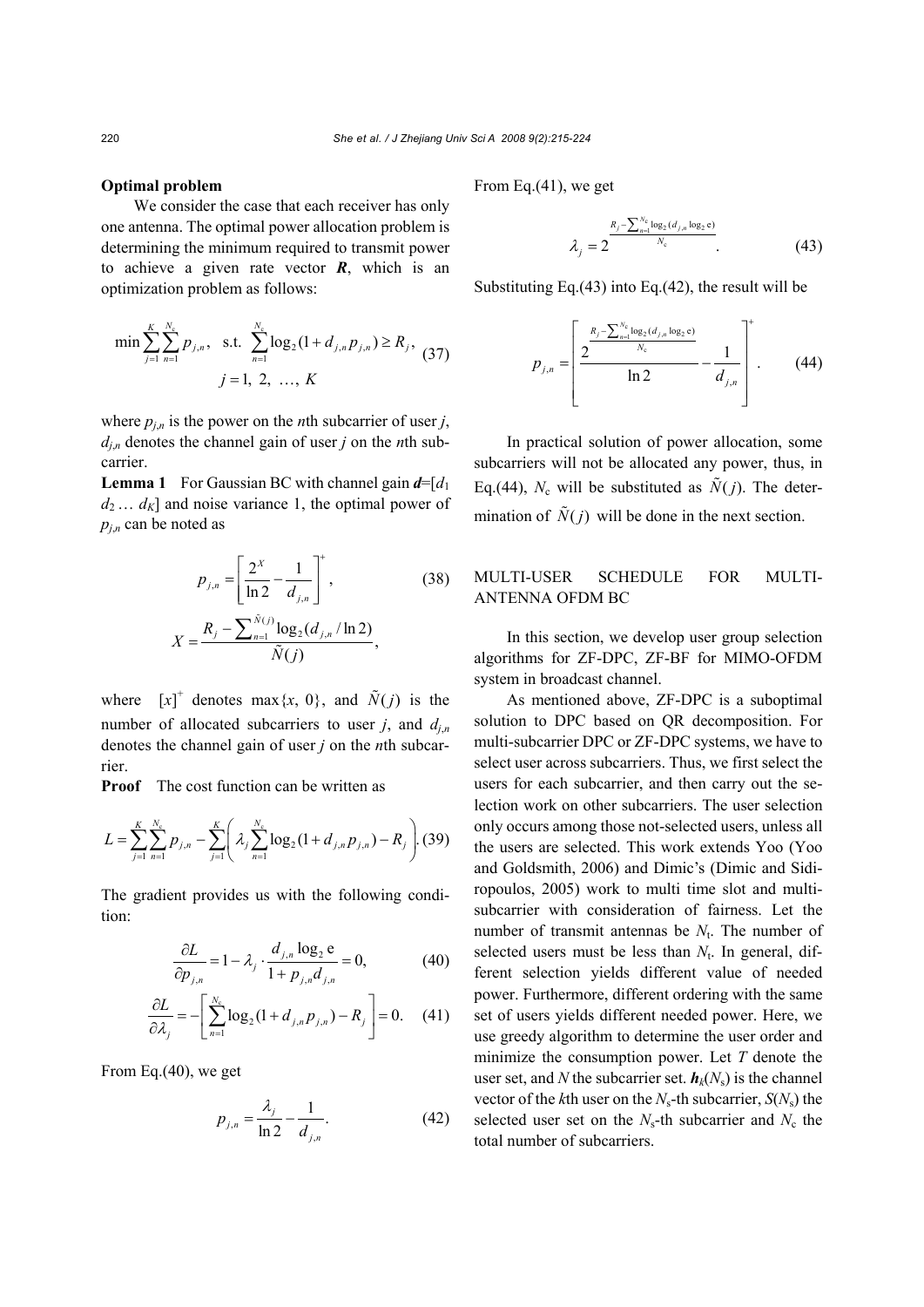**Optimal problem**

We consider the case that each receiver has only one antenna. The optimal power allocation problem is determining the minimum required to transmit power to achieve a given rate vector $\boldsymbol{R}$, which is an optimization problem as follows:

$$\min \sum_{j=1}^{K}\sum_{n=1}^{N_c} p_{j,n}, \quad \text{s.t.} \quad \sum_{n=1}^{N_c}\log_2(1+d_{j,n}p_{j,n}) \ge R_j, \quad j=1,\ 2,\ \ldots,\ K \tag{37}$$

where $p_{j,n}$ is the power on the $n$th subcarrier of user $j$, $d_{j,n}$ denotes the channel gain of user $j$ on the $n$th subcarrier.

**Lemma 1** For Gaussian BC with channel gain $\boldsymbol{d}$=[$d_1$ $d_2$ … $d_K$] and noise variance 1, the optimal power of $p_{j,n}$ can be noted as

$$p_{j,n} = \left[\frac{2^X}{\ln 2} - \frac{1}{d_{j,n}}\right]^+, \tag{38}$$

$$X = \frac{R_j - \sum_{n=1}^{\tilde{N}(j)}\log_2(d_{j,n}/\ln 2)}{\tilde{N}(j)},$$

where $[x]^+$ denotes $\max\{x,\ 0\}$, and $\tilde{N}(j)$ is the number of allocated subcarriers to user $j$, and $d_{j,n}$ denotes the channel gain of user $j$ on the $n$th subcarrier.

**Proof** The cost function can be written as

$$L = \sum_{j=1}^{K}\sum_{n=1}^{N_c} p_{j,n} - \sum_{j=1}^{K}\left(\lambda_j \sum_{n=1}^{N_c}\log_2(1+d_{j,n}p_{j,n}) - R_j\right). \tag{39}$$

The gradient provides us with the following condition:

$$\frac{\partial L}{\partial p_{j,n}} = 1 - \lambda_j \cdot \frac{d_{j,n}\log_2 \mathrm{e}}{1+p_{j,n}d_{j,n}} = 0, \tag{40}$$

$$\frac{\partial L}{\partial \lambda_j} = -\left[\sum_{n=1}^{N_c}\log_2(1+d_{j,n}p_{j,n}) - R_j\right] = 0. \tag{41}$$

From Eq.(40), we get

$$p_{j,n} = \frac{\lambda_j}{\ln 2} - \frac{1}{d_{j,n}}. \tag{42}$$

From Eq.(41), we get

$$\lambda_j = 2^{\frac{R_j - \sum_{n=1}^{N_c}\log_2(d_{j,n}\log_2 \mathrm{e})}{N_c}}. \tag{43}$$

Substituting Eq.(43) into Eq.(42), the result will be

$$p_{j,n} = \left[\frac{2^{\frac{R_j - \sum_{n=1}^{N_c}\log_2(d_{j,n}\log_2 \mathrm{e})}{N_c}}}{\ln 2} - \frac{1}{d_{j,n}}\right]^+. \tag{44}$$

In practical solution of power allocation, some subcarriers will not be allocated any power, thus, in Eq.(44), $N_c$ will be substituted as $\tilde{N}(j)$. The determination of $\tilde{N}(j)$ will be done in the next section.

## MULTI-USER SCHEDULE FOR MULTI-ANTENNA OFDM BC

In this section, we develop user group selection algorithms for ZF-DPC, ZF-BF for MIMO-OFDM system in broadcast channel.

As mentioned above, ZF-DPC is a suboptimal solution to DPC based on QR decomposition. For multi-subcarrier DPC or ZF-DPC systems, we have to select user across subcarriers. Thus, we first select the users for each subcarrier, and then carry out the selection work on other subcarriers. The user selection only occurs among those not-selected users, unless all the users are selected. This work extends Yoo (Yoo and Goldsmith, 2006) and Dimic's (Dimic and Sidiropoulos, 2005) work to multi time slot and multi-subcarrier with consideration of fairness. Let the number of transmit antennas be $N_t$. The number of selected users must be less than $N_t$. In general, different selection yields different value of needed power. Furthermore, different ordering with the same set of users yields different needed power. Here, we use greedy algorithm to determine the user order and minimize the consumption power. Let $T$ denote the user set, and $N$ the subcarrier set. $\boldsymbol{h}_k(N_s)$ is the channel vector of the $k$th user on the $N_s$-th subcarrier, $S(N_s)$ the selected user set on the $N_s$-th subcarrier and $N_c$ the total number of subcarriers.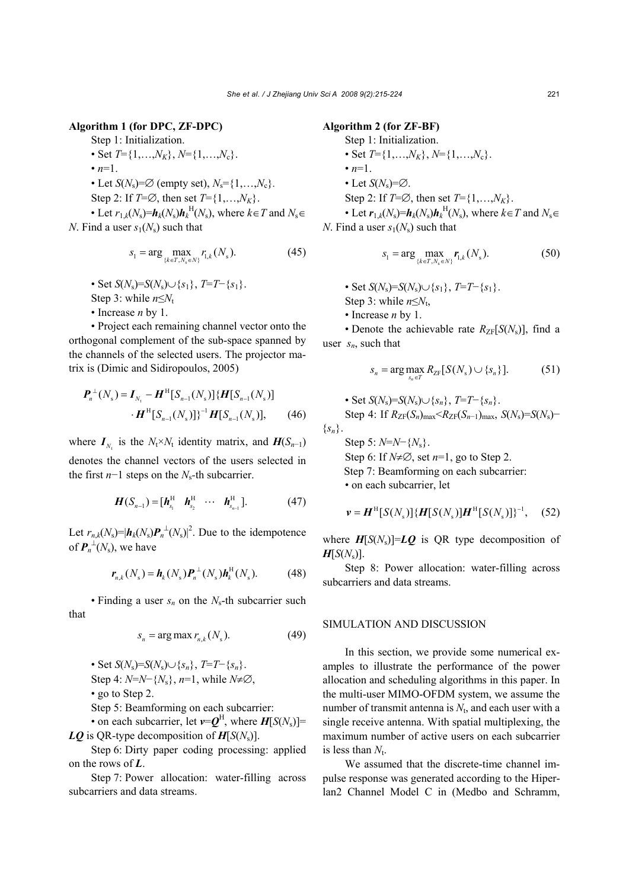**Algorithm 1 (for DPC, ZF-DPC)**

Step 1: Initialization.

• Set $T=\{1,\ldots,N_K\}$, $N=\{1,\ldots,N_c\}$.

• $n=1$.

• Let $S(N_s)=\varnothing$ (empty set), $N_s=\{1,\ldots,N_c\}$.

Step 2: If $T=\varnothing$, then set $T=\{1,\ldots,N_K\}$.

• Let $r_{1,k}(N_s)=\boldsymbol{h}_k(N_s)\boldsymbol{h}_k^{\mathrm{H}}(N_s)$, where $k\in T$ and $N_s\in N$. Find a user $s_1(N_s)$ such that

$$s_1=\arg\max_{\{k\in T, N_s\in N\}} r_{1,k}(N_s). \tag{45}$$

• Set $S(N_s)=S(N_s)\cup\{s_1\}$, $T=T-\{s_1\}$.

Step 3: while $n\leq N_t$

• Increase $n$ by 1.

• Project each remaining channel vector onto the orthogonal complement of the sub-space spanned by the channels of the selected users. The projector matrix is (Dimic and Sidiropoulos, 2005)

$$\boldsymbol{P}_n^{\perp}(N_s)=\boldsymbol{I}_{N_t}-\boldsymbol{H}^{\mathrm{H}}[S_{n-1}(N_s)]\{\boldsymbol{H}[S_{n-1}(N_s)] \cdot\boldsymbol{H}^{\mathrm{H}}[S_{n-1}(N_s)]\}^{-1}\boldsymbol{H}[S_{n-1}(N_s)], \tag{46}$$

where $\boldsymbol{I}_{N_t}$ is the $N_t\times N_t$ identity matrix, and $\boldsymbol{H}(S_{n-1})$ denotes the channel vectors of the users selected in the first $n-1$ steps on the $N_s$-th subcarrier.

$$\boldsymbol{H}(S_{n-1})=[\boldsymbol{h}_{s_1}^{\mathrm{H}}\quad \boldsymbol{h}_{s_2}^{\mathrm{H}}\quad\cdots\quad \boldsymbol{h}_{s_{n-1}}^{\mathrm{H}}]. \tag{47}$$

Let $r_{n,k}(N_s)=|\boldsymbol{h}_k(N_s)\boldsymbol{P}_n^{\perp}(N_s)|^2$. Due to the idempotence of $\boldsymbol{P}_n^{\perp}(N_s)$, we have

$$\boldsymbol{r}_{n,k}(N_s)=\boldsymbol{h}_k(N_s)\boldsymbol{P}_n^{\perp}(N_s)\boldsymbol{h}_k^{\mathrm{H}}(N_s). \tag{48}$$

• Finding a user $s_n$ on the $N_s$-th subcarrier such that

$$s_n=\arg\max r_{n,k}(N_s). \tag{49}$$

• Set $S(N_s)=S(N_s)\cup\{s_n\}$, $T=T-\{s_n\}$.

Step 4: $N=N-\{N_s\}$, $n=1$, while $N\neq\varnothing$,

• go to Step 2.

Step 5: Beamforming on each subcarrier:

• on each subcarrier, let $\boldsymbol{v}=\boldsymbol{Q}^{\mathrm{H}}$, where $\boldsymbol{H}[S(N_s)]=\boldsymbol{LQ}$ is QR-type decomposition of $\boldsymbol{H}[S(N_s)]$.

Step 6: Dirty paper coding processing: applied on the rows of $\boldsymbol{L}$.

Step 7: Power allocation: water-filling across subcarriers and data streams.

**Algorithm 2 (for ZF-BF)**

Step 1: Initialization.

• Set $T=\{1,\ldots,N_K\}$, $N=\{1,\ldots,N_c\}$.

• $n=1$.

• Let $S(N_s)=\varnothing$.

Step 2: If $T=\varnothing$, then set $T=\{1,\ldots,N_K\}$.

• Let $\boldsymbol{r}_{1,k}(N_s)=\boldsymbol{h}_k(N_s)\boldsymbol{h}_k^{\mathrm{H}}(N_s)$, where $k\in T$ and $N_s\in N$. Find a user $s_1(N_s)$ such that

$$s_1=\arg\max_{\{k\in T, N_s\in N\}} \boldsymbol{r}_{1,k}(N_s). \tag{50}$$

• Set $S(N_s)=S(N_s)\cup\{s_1\}$, $T=T-\{s_1\}$.

Step 3: while $n\leq N_t$,

• Increase $n$ by 1.

• Denote the achievable rate $R_{\mathrm{ZF}}[S(N_s)]$, find a user $s_n$, such that

$$s_n=\arg\max_{s_n\in T} R_{\mathrm{ZF}}[S(N_s)\cup\{s_n\}]. \tag{51}$$

• Set $S(N_s)=S(N_s)\cup\{s_n\}$, $T=T-\{s_n\}$.

Step 4: If $R_{\mathrm{ZF}}(S_n)_{\max}<R_{\mathrm{ZF}}(S_{n-1})_{\max}$, $S(N_s)=S(N_s)-\{s_n\}$.

Step 5: $N=N-\{N_s\}$.

Step 6: If $N\neq\varnothing$, set $n=1$, go to Step 2.

Step 7: Beamforming on each subcarrier:

• on each subcarrier, let

$$\boldsymbol{v}=\boldsymbol{H}^{\mathrm{H}}[S(N_s)]\{\boldsymbol{H}[S(N_s)]\boldsymbol{H}^{\mathrm{H}}[S(N_s)]\}^{-1}, \tag{52}$$

where $\boldsymbol{H}[S(N_s)]=\boldsymbol{LQ}$ is QR type decomposition of $\boldsymbol{H}[S(N_s)]$.

Step 8: Power allocation: water-filling across subcarriers and data streams.

## SIMULATION AND DISCUSSION

In this section, we provide some numerical examples to illustrate the performance of the power allocation and scheduling algorithms in this paper. In the multi-user MIMO-OFDM system, we assume the number of transmit antenna is $N_t$, and each user with a single receive antenna. With spatial multiplexing, the maximum number of active users on each subcarrier is less than $N_t$.

We assumed that the discrete-time channel impulse response was generated according to the Hiperlan2 Channel Model C in (Medbo and Schramm,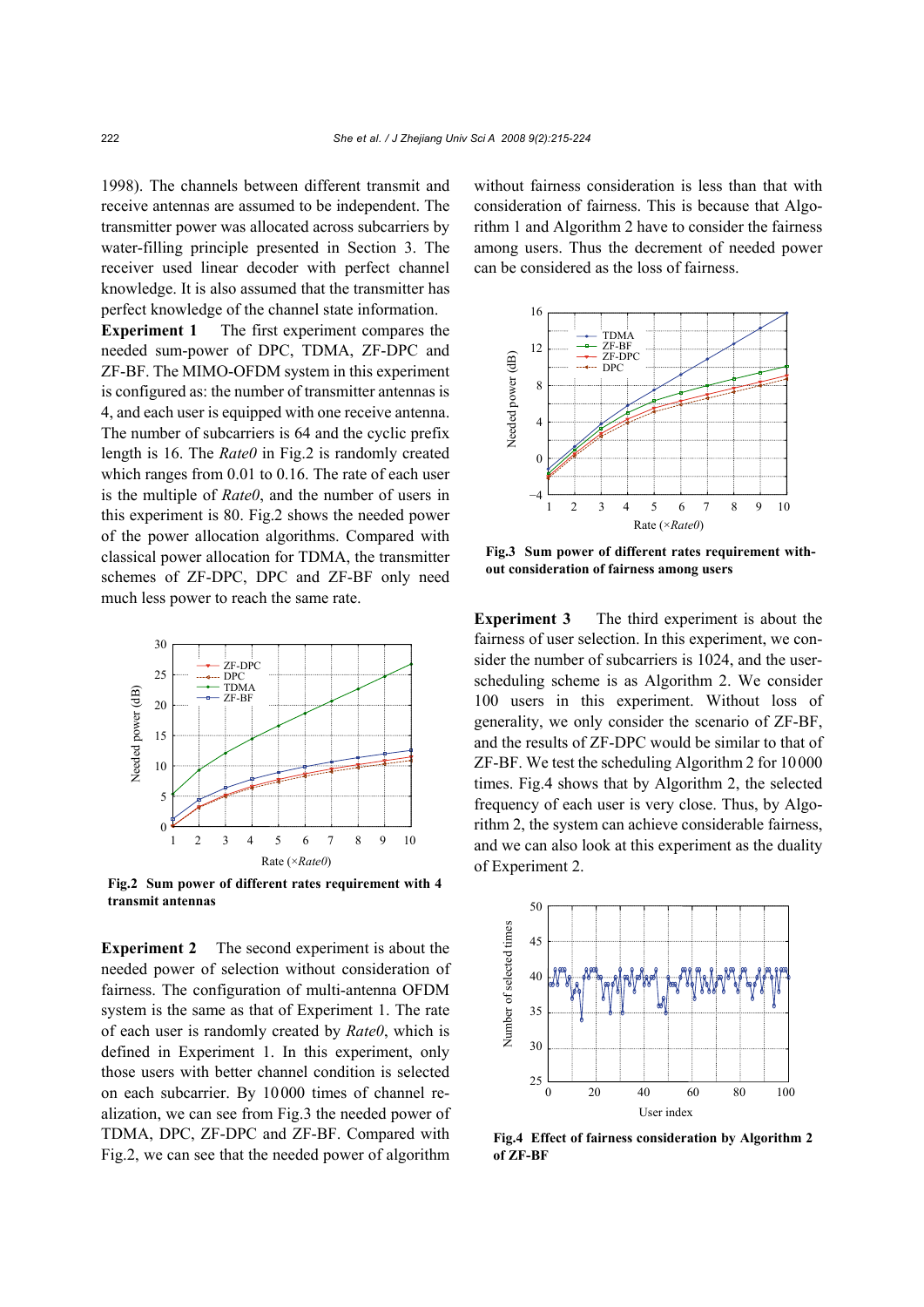1998). The channels between different transmit and receive antennas are assumed to be independent. The transmitter power was allocated across subcarriers by water-filling principle presented in Section 3. The receiver used linear decoder with perfect channel knowledge. It is also assumed that the transmitter has perfect knowledge of the channel state information.

**Experiment 1** The first experiment compares the needed sum-power of DPC, TDMA, ZF-DPC and ZF-BF. The MIMO-OFDM system in this experiment is configured as: the number of transmitter antennas is 4, and each user is equipped with one receive antenna. The number of subcarriers is 64 and the cyclic prefix length is 16. The *Rate0* in Fig.2 is randomly created which ranges from 0.01 to 0.16. The rate of each user is the multiple of *Rate0*, and the number of users in this experiment is 80. Fig.2 shows the needed power of the power allocation algorithms. Compared with classical power allocation for TDMA, the transmitter schemes of ZF-DPC, DPC and ZF-BF only need much less power to reach the same rate.

**Fig.2 Sum power of different rates requirement with 4 transmit antennas**

**Experiment 2** The second experiment is about the needed power of selection without consideration of fairness. The configuration of multi-antenna OFDM system is the same as that of Experiment 1. The rate of each user is randomly created by *Rate0*, which is defined in Experiment 1. In this experiment, only those users with better channel condition is selected on each subcarrier. By 10000 times of channel realization, we can see from Fig.3 the needed power of TDMA, DPC, ZF-DPC and ZF-BF. Compared with Fig.2, we can see that the needed power of algorithm without fairness consideration is less than that with consideration of fairness. This is because that Algorithm 1 and Algorithm 2 have to consider the fairness among users. Thus the decrement of needed power can be considered as the loss of fairness.

**Fig.3 Sum power of different rates requirement without consideration of fairness among users**

**Experiment 3** The third experiment is about the fairness of user selection. In this experiment, we consider the number of subcarriers is 1024, and the user-scheduling scheme is as Algorithm 2. We consider 100 users in this experiment. Without loss of generality, we only consider the scenario of ZF-BF, and the results of ZF-DPC would be similar to that of ZF-BF. We test the scheduling Algorithm 2 for 10000 times. Fig.4 shows that by Algorithm 2, the selected frequency of each user is very close. Thus, by Algorithm 2, the system can achieve considerable fairness, and we can also look at this experiment as the duality of Experiment 2.

**Fig.4 Effect of fairness consideration by Algorithm 2 of ZF-BF**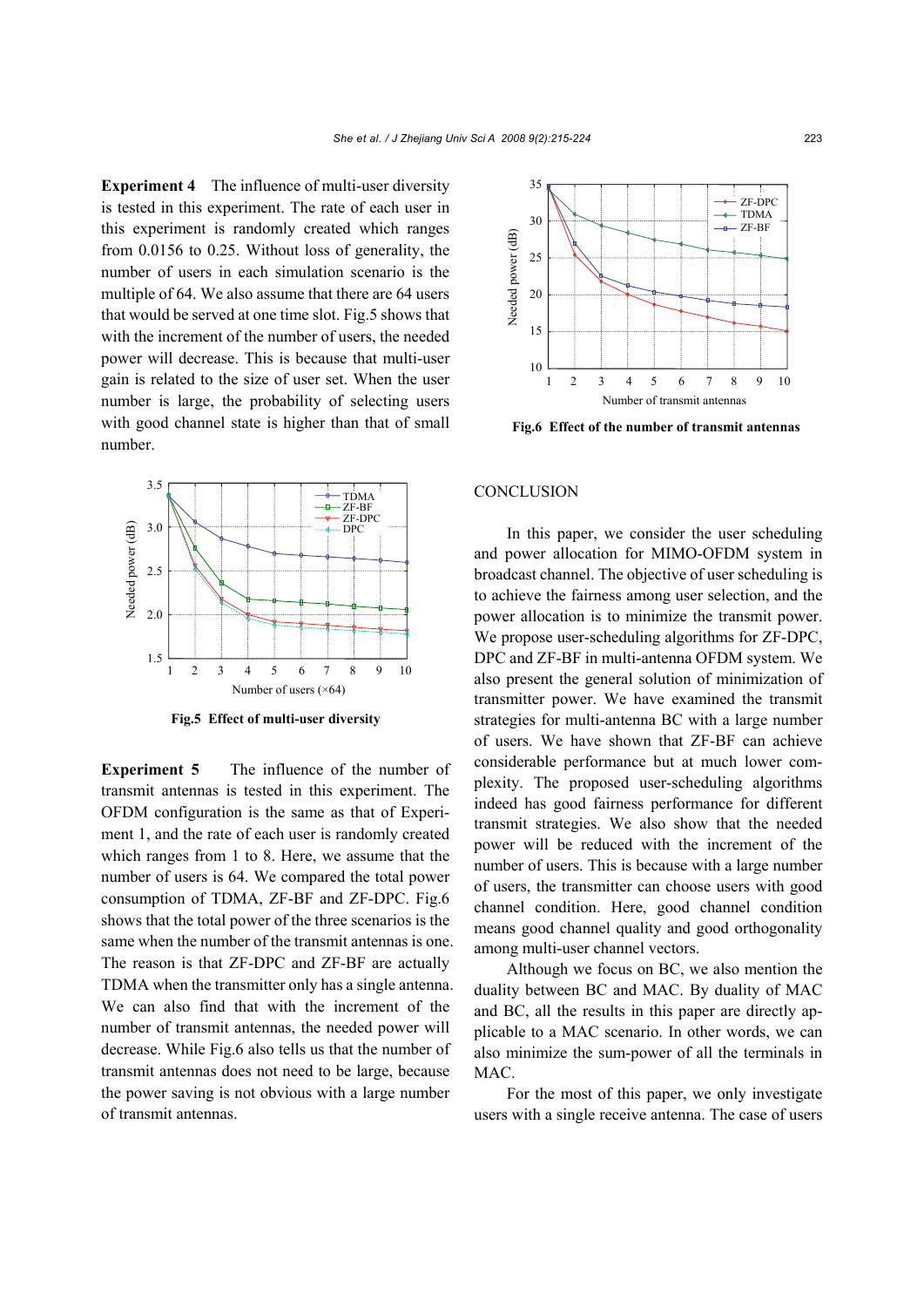**Experiment 4** The influence of multi-user diversity is tested in this experiment. The rate of each user in this experiment is randomly created which ranges from 0.0156 to 0.25. Without loss of generality, the number of users in each simulation scenario is the multiple of 64. We also assume that there are 64 users that would be served at one time slot. Fig.5 shows that with the increment of the number of users, the needed power will decrease. This is because that multi-user gain is related to the size of user set. When the user number is large, the probability of selecting users with good channel state is higher than that of small number.

**Fig.5 Effect of multi-user diversity**

**Experiment 5** The influence of the number of transmit antennas is tested in this experiment. The OFDM configuration is the same as that of Experiment 1, and the rate of each user is randomly created which ranges from 1 to 8. Here, we assume that the number of users is 64. We compared the total power consumption of TDMA, ZF-BF and ZF-DPC. Fig.6 shows that the total power of the three scenarios is the same when the number of the transmit antennas is one. The reason is that ZF-DPC and ZF-BF are actually TDMA when the transmitter only has a single antenna. We can also find that with the increment of the number of transmit antennas, the needed power will decrease. While Fig.6 also tells us that the number of transmit antennas does not need to be large, because the power saving is not obvious with a large number of transmit antennas.

**Fig.6 Effect of the number of transmit antennas**

## CONCLUSION

In this paper, we consider the user scheduling and power allocation for MIMO-OFDM system in broadcast channel. The objective of user scheduling is to achieve the fairness among user selection, and the power allocation is to minimize the transmit power. We propose user-scheduling algorithms for ZF-DPC, DPC and ZF-BF in multi-antenna OFDM system. We also present the general solution of minimization of transmitter power. We have examined the transmit strategies for multi-antenna BC with a large number of users. We have shown that ZF-BF can achieve considerable performance but at much lower complexity. The proposed user-scheduling algorithms indeed has good fairness performance for different transmit strategies. We also show that the needed power will be reduced with the increment of the number of users. This is because with a large number of users, the transmitter can choose users with good channel condition. Here, good channel condition means good channel quality and good orthogonality among multi-user channel vectors.

Although we focus on BC, we also mention the duality between BC and MAC. By duality of MAC and BC, all the results in this paper are directly applicable to a MAC scenario. In other words, we can also minimize the sum-power of all the terminals in MAC.

For the most of this paper, we only investigate users with a single receive antenna. The case of users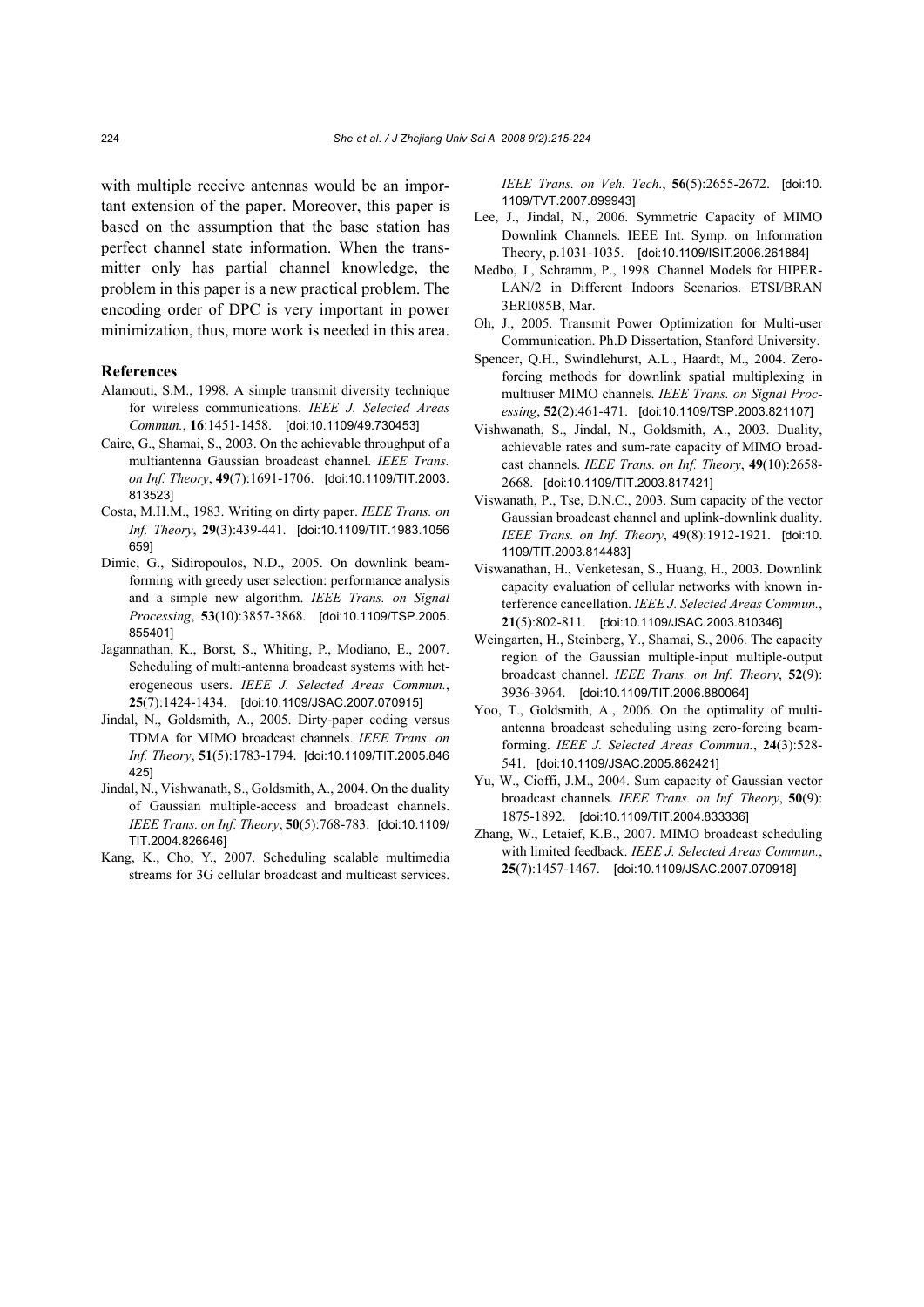with multiple receive antennas would be an important extension of the paper. Moreover, this paper is based on the assumption that the base station has perfect channel state information. When the transmitter only has partial channel knowledge, the problem in this paper is a new practical problem. The encoding order of DPC is very important in power minimization, thus, more work is needed in this area.

## References

Alamouti, S.M., 1998. A simple transmit diversity technique for wireless communications. *IEEE J. Selected Areas Commun.*, **16**:1451-1458. [doi:10.1109/49.730453]

Caire, G., Shamai, S., 2003. On the achievable throughput of a multiantenna Gaussian broadcast channel. *IEEE Trans. on Inf. Theory*, **49**(7):1691-1706. [doi:10.1109/TIT.2003.813523]

Costa, M.H.M., 1983. Writing on dirty paper. *IEEE Trans. on Inf. Theory*, **29**(3):439-441. [doi:10.1109/TIT.1983.1056659]

Dimic, G., Sidiropoulos, N.D., 2005. On downlink beamforming with greedy user selection: performance analysis and a simple new algorithm. *IEEE Trans. on Signal Processing*, **53**(10):3857-3868. [doi:10.1109/TSP.2005.855401]

Jagannathan, K., Borst, S., Whiting, P., Modiano, E., 2007. Scheduling of multi-antenna broadcast systems with heterogeneous users. *IEEE J. Selected Areas Commun.*, **25**(7):1424-1434. [doi:10.1109/JSAC.2007.070915]

Jindal, N., Goldsmith, A., 2005. Dirty-paper coding versus TDMA for MIMO broadcast channels. *IEEE Trans. on Inf. Theory*, **51**(5):1783-1794. [doi:10.1109/TIT.2005.846425]

Jindal, N., Vishwanath, S., Goldsmith, A., 2004. On the duality of Gaussian multiple-access and broadcast channels. *IEEE Trans. on Inf. Theory*, **50**(5):768-783. [doi:10.1109/TIT.2004.826646]

Kang, K., Cho, Y., 2007. Scheduling scalable multimedia streams for 3G cellular broadcast and multicast services. *IEEE Trans. on Veh. Tech.*, **56**(5):2655-2672. [doi:10.1109/TVT.2007.899943]

Lee, J., Jindal, N., 2006. Symmetric Capacity of MIMO Downlink Channels. IEEE Int. Symp. on Information Theory, p.1031-1035. [doi:10.1109/ISIT.2006.261884]

Medbo, J., Schramm, P., 1998. Channel Models for HIPERLAN/2 in Different Indoors Scenarios. ETSI/BRAN 3ERI085B, Mar.

Oh, J., 2005. Transmit Power Optimization for Multi-user Communication. Ph.D Dissertation, Stanford University.

Spencer, Q.H., Swindlehurst, A.L., Haardt, M., 2004. Zero-forcing methods for downlink spatial multiplexing in multiuser MIMO channels. *IEEE Trans. on Signal Processing*, **52**(2):461-471. [doi:10.1109/TSP.2003.821107]

Vishwanath, S., Jindal, N., Goldsmith, A., 2003. Duality, achievable rates and sum-rate capacity of MIMO broadcast channels. *IEEE Trans. on Inf. Theory*, **49**(10):2658-2668. [doi:10.1109/TIT.2003.817421]

Viswanath, P., Tse, D.N.C., 2003. Sum capacity of the vector Gaussian broadcast channel and uplink-downlink duality. *IEEE Trans. on Inf. Theory*, **49**(8):1912-1921. [doi:10.1109/TIT.2003.814483]

Viswanathan, H., Venketesan, S., Huang, H., 2003. Downlink capacity evaluation of cellular networks with known interference cancellation. *IEEE J. Selected Areas Commun.*, **21**(5):802-811. [doi:10.1109/JSAC.2003.810346]

Weingarten, H., Steinberg, Y., Shamai, S., 2006. The capacity region of the Gaussian multiple-input multiple-output broadcast channel. *IEEE Trans. on Inf. Theory*, **52**(9):3936-3964. [doi:10.1109/TIT.2006.880064]

Yoo, T., Goldsmith, A., 2006. On the optimality of multiantenna broadcast scheduling using zero-forcing beamforming. *IEEE J. Selected Areas Commun.*, **24**(3):528-541. [doi:10.1109/JSAC.2005.862421]

Yu, W., Cioffi, J.M., 2004. Sum capacity of Gaussian vector broadcast channels. *IEEE Trans. on Inf. Theory*, **50**(9):1875-1892. [doi:10.1109/TIT.2004.833336]

Zhang, W., Letaief, K.B., 2007. MIMO broadcast scheduling with limited feedback. *IEEE J. Selected Areas Commun.*, **25**(7):1457-1467. [doi:10.1109/JSAC.2007.070918]